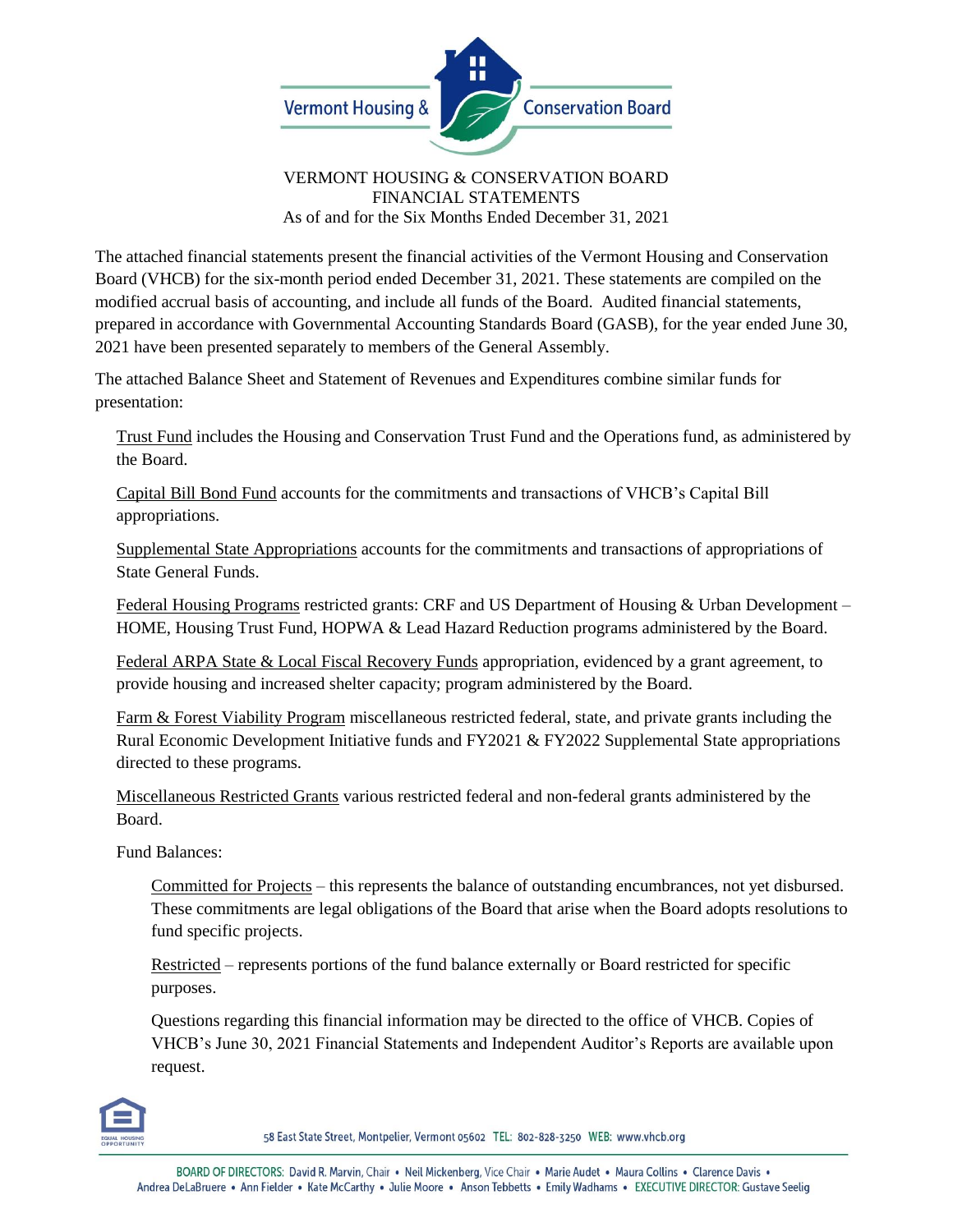Vermont Housing & Conservation Board

# VERMONT HOUSING & CONSERVATION BOARD
## FINANCIAL STATEMENTS
### As of and for the Six Months Ended December 31, 2021

The attached financial statements present the financial activities of the Vermont Housing and Conservation Board (VHCB) for the six-month period ended December 31, 2021. These statements are compiled on the modified accrual basis of accounting, and include all funds of the Board. Audited financial statements, prepared in accordance with Governmental Accounting Standards Board (GASB), for the year ended June 30, 2021 have been presented separately to members of the General Assembly.

The attached Balance Sheet and Statement of Revenues and Expenditures combine similar funds for presentation:

Trust Fund includes the Housing and Conservation Trust Fund and the Operations fund, as administered by the Board.

Capital Bill Bond Fund accounts for the commitments and transactions of VHCB's Capital Bill appropriations.

Supplemental State Appropriations accounts for the commitments and transactions of appropriations of State General Funds.

Federal Housing Programs restricted grants: CRF and US Department of Housing & Urban Development – HOME, Housing Trust Fund, HOPWA & Lead Hazard Reduction programs administered by the Board.

Federal ARPA State & Local Fiscal Recovery Funds appropriation, evidenced by a grant agreement, to provide housing and increased shelter capacity; program administered by the Board.

Farm & Forest Viability Program miscellaneous restricted federal, state, and private grants including the Rural Economic Development Initiative funds and FY2021 & FY2022 Supplemental State appropriations directed to these programs.

Miscellaneous Restricted Grants various restricted federal and non-federal grants administered by the Board.

Fund Balances:

Committed for Projects – this represents the balance of outstanding encumbrances, not yet disbursed. These commitments are legal obligations of the Board that arise when the Board adopts resolutions to fund specific projects.

Restricted – represents portions of the fund balance externally or Board restricted for specific purposes.

Questions regarding this financial information may be directed to the office of VHCB. Copies of VHCB's June 30, 2021 Financial Statements and Independent Auditor's Reports are available upon request.

58 East State Street, Montpelier, Vermont 05602 TEL: 802-828-3250 WEB: www.vhcb.org

BOARD OF DIRECTORS: David R. Marvin, Chair • Neil Mickenberg, Vice Chair • Marie Audet • Maura Collins • Clarence Davis • Andrea DeLaBruere • Ann Fielder • Kate McCarthy • Julie Moore • Anson Tebbetts • Emily Wadhams • EXECUTIVE DIRECTOR: Gustave Seelig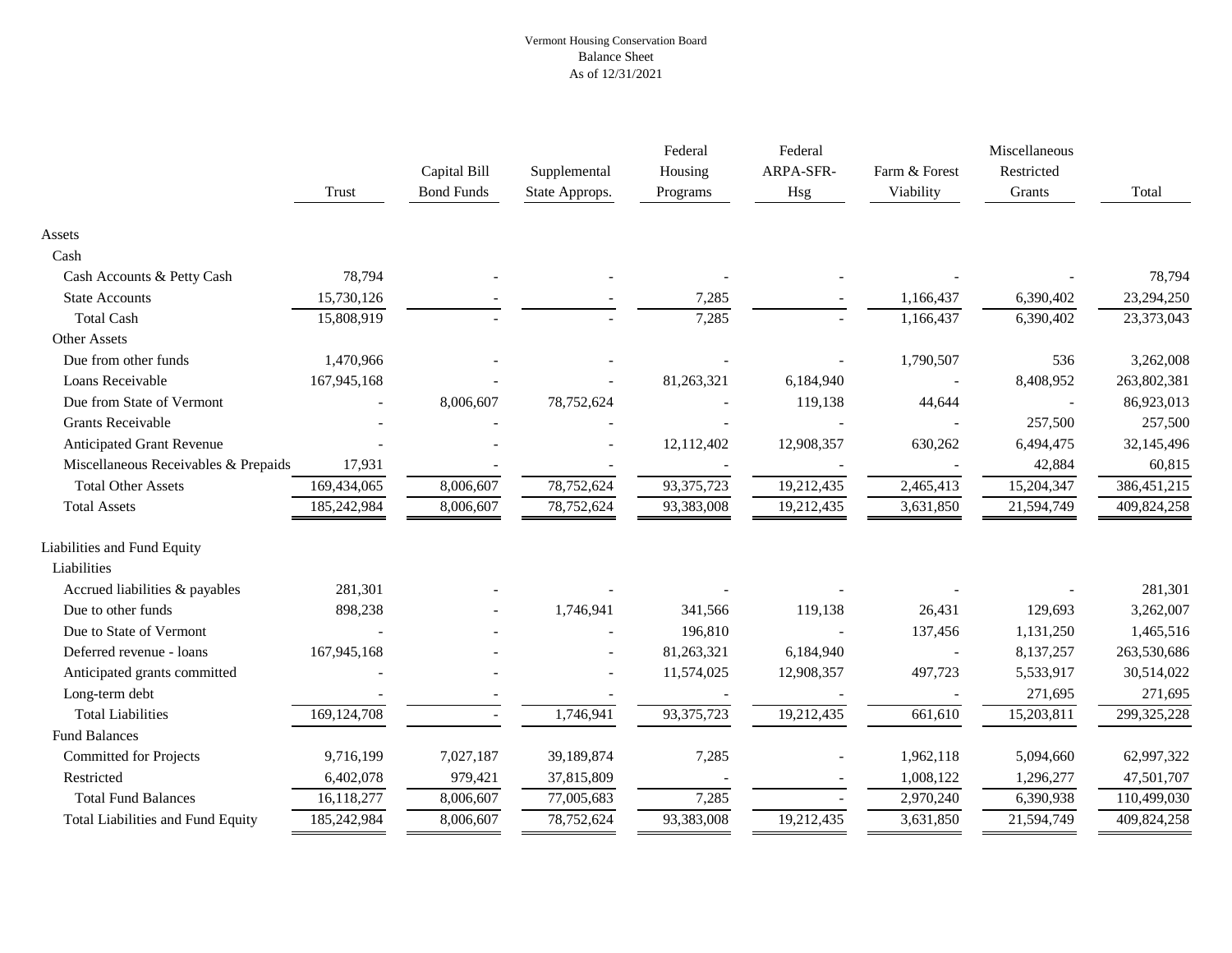Vermont Housing Conservation Board
Balance Sheet
As of 12/31/2021

| | Trust | Capital Bill Bond Funds | Supplemental State Approps. | Federal Housing Programs | Federal ARPA-SFR-Hsg | Farm & Forest Viability | Miscellaneous Restricted Grants | Total |
|---|---|---|---|---|---|---|---|---|
| Assets | | | | | | | | |
| Cash | | | | | | | | |
| Cash Accounts & Petty Cash | 78,794 | - | - | - | - | - | - | 78,794 |
| State Accounts | 15,730,126 | - | - | 7,285 | - | 1,166,437 | 6,390,402 | 23,294,250 |
| Total Cash | 15,808,919 | - | - | 7,285 | - | 1,166,437 | 6,390,402 | 23,373,043 |
| Other Assets | | | | | | | | |
| Due from other funds | 1,470,966 | - | - | - | - | 1,790,507 | 536 | 3,262,008 |
| Loans Receivable | 167,945,168 | - | - | 81,263,321 | 6,184,940 | - | 8,408,952 | 263,802,381 |
| Due from State of Vermont | - | 8,006,607 | 78,752,624 | - | 119,138 | 44,644 | - | 86,923,013 |
| Grants Receivable | - | - | - | - | - | - | 257,500 | 257,500 |
| Anticipated Grant Revenue | - | - | - | 12,112,402 | 12,908,357 | 630,262 | 6,494,475 | 32,145,496 |
| Miscellaneous Receivables & Prepaids | 17,931 | - | - | - | - | - | 42,884 | 60,815 |
| Total Other Assets | 169,434,065 | 8,006,607 | 78,752,624 | 93,375,723 | 19,212,435 | 2,465,413 | 15,204,347 | 386,451,215 |
| Total Assets | 185,242,984 | 8,006,607 | 78,752,624 | 93,383,008 | 19,212,435 | 3,631,850 | 21,594,749 | 409,824,258 |
| Liabilities and Fund Equity | | | | | | | | |
| Liabilities | | | | | | | | |
| Accrued liabilities & payables | 281,301 | - | - | - | - | - | - | 281,301 |
| Due to other funds | 898,238 | - | 1,746,941 | 341,566 | 119,138 | 26,431 | 129,693 | 3,262,007 |
| Due to State of Vermont | - | - | - | 196,810 | - | 137,456 | 1,131,250 | 1,465,516 |
| Deferred revenue - loans | 167,945,168 | - | - | 81,263,321 | 6,184,940 | - | 8,137,257 | 263,530,686 |
| Anticipated grants committed | - | - | - | 11,574,025 | 12,908,357 | 497,723 | 5,533,917 | 30,514,022 |
| Long-term debt | - | - | - | - | - | - | 271,695 | 271,695 |
| Total Liabilities | 169,124,708 | - | 1,746,941 | 93,375,723 | 19,212,435 | 661,610 | 15,203,811 | 299,325,228 |
| Fund Balances | | | | | | | | |
| Committed for Projects | 9,716,199 | 7,027,187 | 39,189,874 | 7,285 | - | 1,962,118 | 5,094,660 | 62,997,322 |
| Restricted | 6,402,078 | 979,421 | 37,815,809 | - | - | 1,008,122 | 1,296,277 | 47,501,707 |
| Total Fund Balances | 16,118,277 | 8,006,607 | 77,005,683 | 7,285 | - | 2,970,240 | 6,390,938 | 110,499,030 |
| Total Liabilities and Fund Equity | 185,242,984 | 8,006,607 | 78,752,624 | 93,383,008 | 19,212,435 | 3,631,850 | 21,594,749 | 409,824,258 |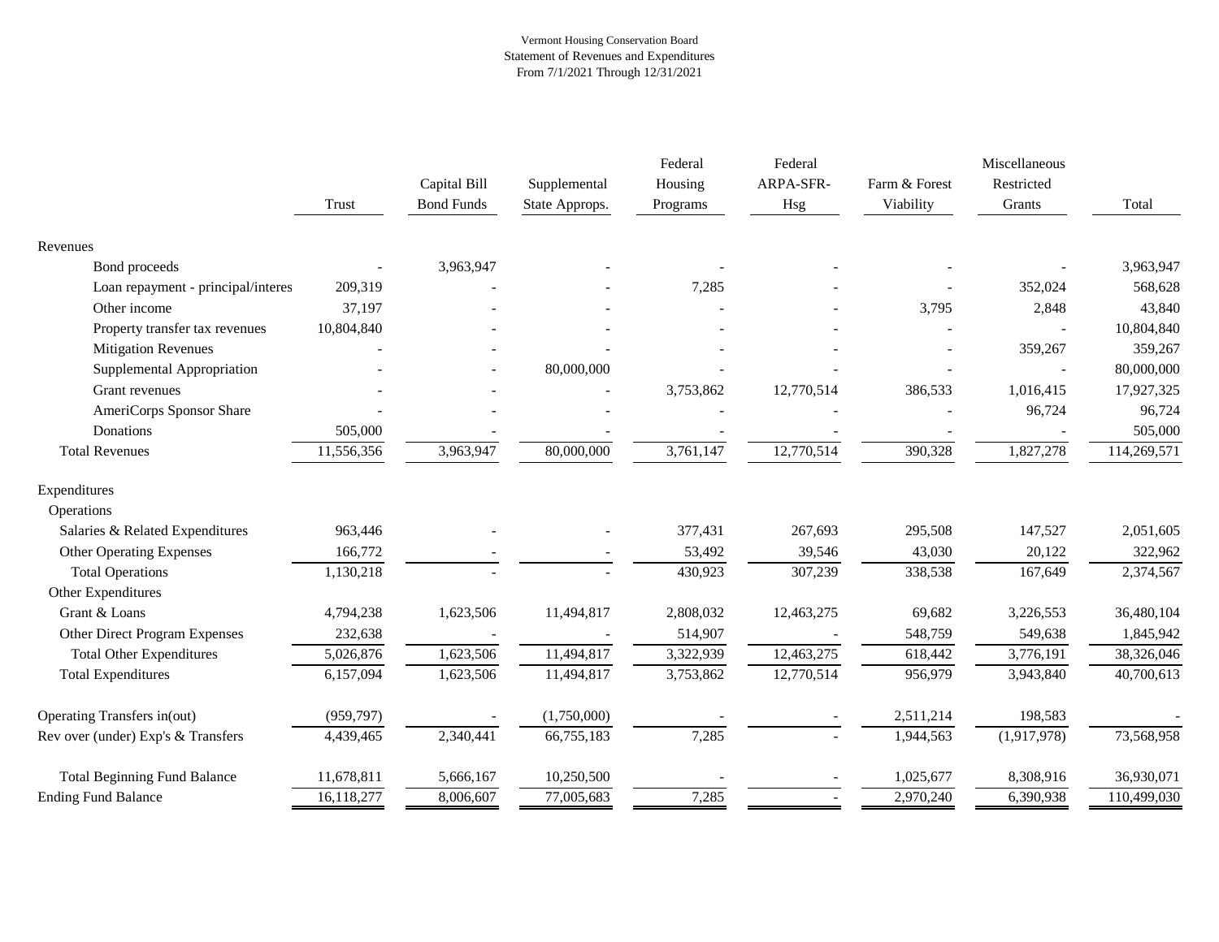Vermont Housing Conservation Board
Statement of Revenues and Expenditures
From 7/1/2021 Through 12/31/2021

| | Trust | Capital Bill Bond Funds | Supplemental State Approps. | Federal Housing Programs | Federal ARPA-SFR-Hsg | Farm & Forest Viability | Miscellaneous Restricted Grants | Total |
|---|---|---|---|---|---|---|---|---|
| Revenues | | | | | | | | |
| Bond proceeds | - | 3,963,947 | - | - | - | - | - | 3,963,947 |
| Loan repayment - principal/interes | 209,319 | - | - | 7,285 | - | - | 352,024 | 568,628 |
| Other income | 37,197 | - | - | - | - | 3,795 | 2,848 | 43,840 |
| Property transfer tax revenues | 10,804,840 | - | - | - | - | - | - | 10,804,840 |
| Mitigation Revenues | - | - | - | - | - | - | 359,267 | 359,267 |
| Supplemental Appropriation | - | - | 80,000,000 | - | - | - | - | 80,000,000 |
| Grant revenues | - | - | - | 3,753,862 | 12,770,514 | 386,533 | 1,016,415 | 17,927,325 |
| AmeriCorps Sponsor Share | - | - | - | - | - | - | 96,724 | 96,724 |
| Donations | 505,000 | - | - | - | - | - | - | 505,000 |
| Total Revenues | 11,556,356 | 3,963,947 | 80,000,000 | 3,761,147 | 12,770,514 | 390,328 | 1,827,278 | 114,269,571 |
| Expenditures | | | | | | | | |
| Operations | | | | | | | | |
| Salaries & Related Expenditures | 963,446 | - | - | 377,431 | 267,693 | 295,508 | 147,527 | 2,051,605 |
| Other Operating Expenses | 166,772 | - | - | 53,492 | 39,546 | 43,030 | 20,122 | 322,962 |
| Total Operations | 1,130,218 | - | - | 430,923 | 307,239 | 338,538 | 167,649 | 2,374,567 |
| Other Expenditures | | | | | | | | |
| Grant & Loans | 4,794,238 | 1,623,506 | 11,494,817 | 2,808,032 | 12,463,275 | 69,682 | 3,226,553 | 36,480,104 |
| Other Direct Program Expenses | 232,638 | - | - | 514,907 | - | 548,759 | 549,638 | 1,845,942 |
| Total Other Expenditures | 5,026,876 | 1,623,506 | 11,494,817 | 3,322,939 | 12,463,275 | 618,442 | 3,776,191 | 38,326,046 |
| Total Expenditures | 6,157,094 | 1,623,506 | 11,494,817 | 3,753,862 | 12,770,514 | 956,979 | 3,943,840 | 40,700,613 |
| Operating Transfers in(out) | (959,797) | - | (1,750,000) | - | - | 2,511,214 | 198,583 | - |
| Rev over (under) Exp's & Transfers | 4,439,465 | 2,340,441 | 66,755,183 | 7,285 | - | 1,944,563 | (1,917,978) | 73,568,958 |
| Total Beginning Fund Balance | 11,678,811 | 5,666,167 | 10,250,500 | - | - | 1,025,677 | 8,308,916 | 36,930,071 |
| Ending Fund Balance | 16,118,277 | 8,006,607 | 77,005,683 | 7,285 | - | 2,970,240 | 6,390,938 | 110,499,030 |